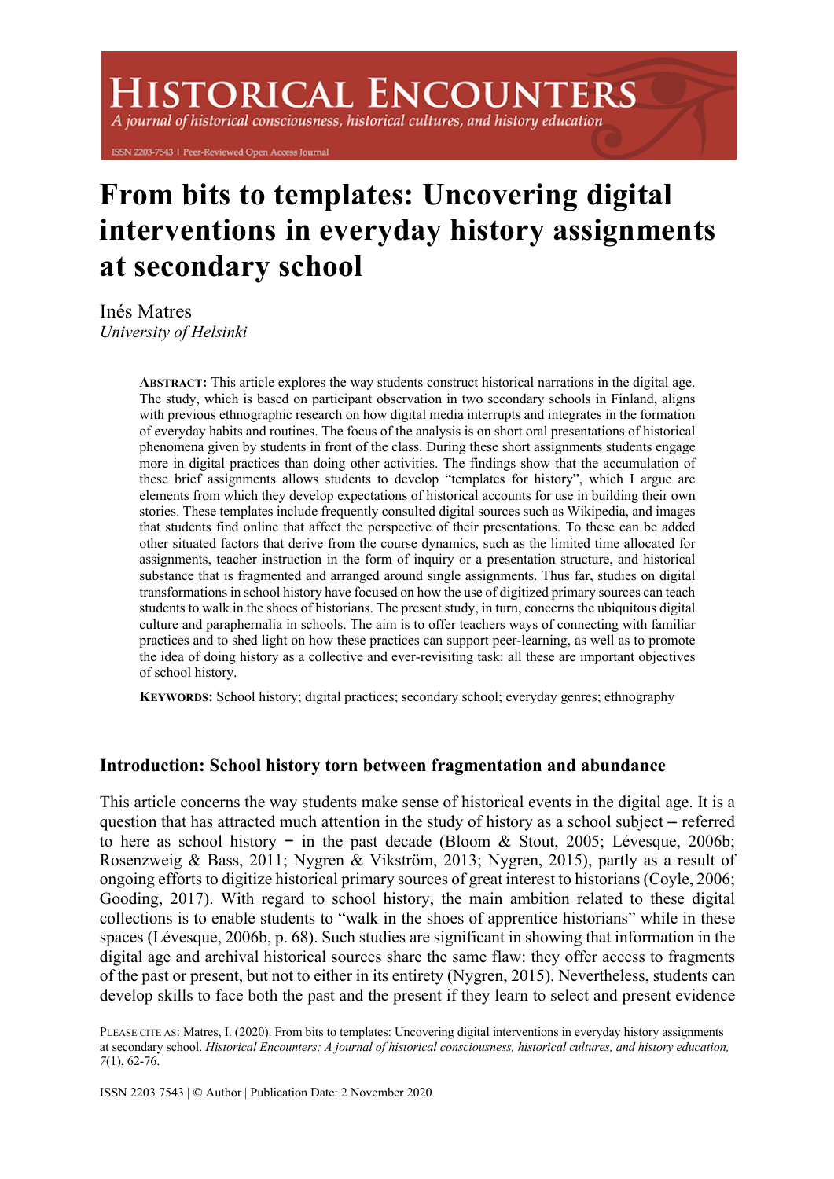# HISTORICAL ENCOUNTERS

*A journal of historical consciousness, historical cultures, and history education*

ISSN 2203-7543 | Peer-Reviewed Open Access Journal

# From bits to templates: Uncovering digital interventions in everyday history assignments at secondary school

Inés Matres
*University of Helsinki*

**ABSTRACT:** This article explores the way students construct historical narrations in the digital age. The study, which is based on participant observation in two secondary schools in Finland, aligns with previous ethnographic research on how digital media interrupts and integrates in the formation of everyday habits and routines. The focus of the analysis is on short oral presentations of historical phenomena given by students in front of the class. During these short assignments students engage more in digital practices than doing other activities. The findings show that the accumulation of these brief assignments allows students to develop "templates for history", which I argue are elements from which they develop expectations of historical accounts for use in building their own stories. These templates include frequently consulted digital sources such as Wikipedia, and images that students find online that affect the perspective of their presentations. To these can be added other situated factors that derive from the course dynamics, such as the limited time allocated for assignments, teacher instruction in the form of inquiry or a presentation structure, and historical substance that is fragmented and arranged around single assignments. Thus far, studies on digital transformations in school history have focused on how the use of digitized primary sources can teach students to walk in the shoes of historians. The present study, in turn, concerns the ubiquitous digital culture and paraphernalia in schools. The aim is to offer teachers ways of connecting with familiar practices and to shed light on how these practices can support peer-learning, as well as to promote the idea of doing history as a collective and ever-revisiting task: all these are important objectives of school history.

**KEYWORDS:** School history; digital practices; secondary school; everyday genres; ethnography

## Introduction: School history torn between fragmentation and abundance

This article concerns the way students make sense of historical events in the digital age. It is a question that has attracted much attention in the study of history as a school subject – referred to here as school history – in the past decade (Bloom & Stout, 2005; Lévesque, 2006b; Rosenzweig & Bass, 2011; Nygren & Vikström, 2013; Nygren, 2015), partly as a result of ongoing efforts to digitize historical primary sources of great interest to historians (Coyle, 2006; Gooding, 2017). With regard to school history, the main ambition related to these digital collections is to enable students to "walk in the shoes of apprentice historians" while in these spaces (Lévesque, 2006b, p. 68). Such studies are significant in showing that information in the digital age and archival historical sources share the same flaw: they offer access to fragments of the past or present, but not to either in its entirety (Nygren, 2015). Nevertheless, students can develop skills to face both the past and the present if they learn to select and present evidence

PLEASE CITE AS: Matres, I. (2020). From bits to templates: Uncovering digital interventions in everyday history assignments at secondary school. *Historical Encounters: A journal of historical consciousness, historical cultures, and history education, 7*(1), 62-76.

ISSN 2203 7543 | © Author | Publication Date: 2 November 2020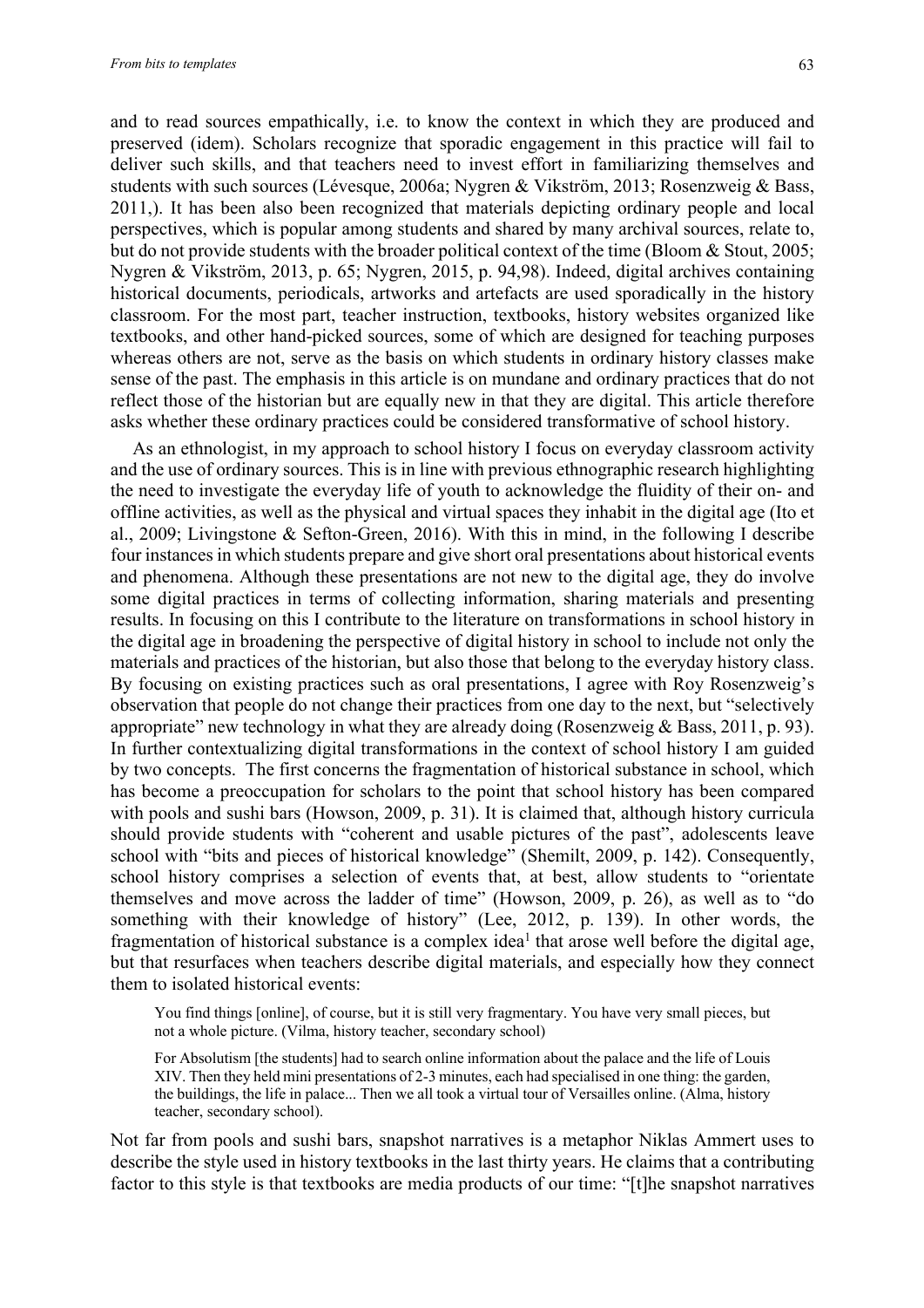and to read sources empathically, i.e. to know the context in which they are produced and preserved (idem). Scholars recognize that sporadic engagement in this practice will fail to deliver such skills, and that teachers need to invest effort in familiarizing themselves and students with such sources (Lévesque, 2006a; Nygren & Vikström, 2013; Rosenzweig & Bass, 2011,). It has been also been recognized that materials depicting ordinary people and local perspectives, which is popular among students and shared by many archival sources, relate to, but do not provide students with the broader political context of the time (Bloom & Stout, 2005; Nygren & Vikström, 2013, p. 65; Nygren, 2015, p. 94,98). Indeed, digital archives containing historical documents, periodicals, artworks and artefacts are used sporadically in the history classroom. For the most part, teacher instruction, textbooks, history websites organized like textbooks, and other hand-picked sources, some of which are designed for teaching purposes whereas others are not, serve as the basis on which students in ordinary history classes make sense of the past. The emphasis in this article is on mundane and ordinary practices that do not reflect those of the historian but are equally new in that they are digital. This article therefore asks whether these ordinary practices could be considered transformative of school history.

As an ethnologist, in my approach to school history I focus on everyday classroom activity and the use of ordinary sources. This is in line with previous ethnographic research highlighting the need to investigate the everyday life of youth to acknowledge the fluidity of their on- and offline activities, as well as the physical and virtual spaces they inhabit in the digital age (Ito et al., 2009; Livingstone & Sefton-Green, 2016). With this in mind, in the following I describe four instances in which students prepare and give short oral presentations about historical events and phenomena. Although these presentations are not new to the digital age, they do involve some digital practices in terms of collecting information, sharing materials and presenting results. In focusing on this I contribute to the literature on transformations in school history in the digital age in broadening the perspective of digital history in school to include not only the materials and practices of the historian, but also those that belong to the everyday history class. By focusing on existing practices such as oral presentations, I agree with Roy Rosenzweig's observation that people do not change their practices from one day to the next, but "selectively appropriate" new technology in what they are already doing (Rosenzweig & Bass, 2011, p. 93). In further contextualizing digital transformations in the context of school history I am guided by two concepts. The first concerns the fragmentation of historical substance in school, which has become a preoccupation for scholars to the point that school history has been compared with pools and sushi bars (Howson, 2009, p. 31). It is claimed that, although history curricula should provide students with "coherent and usable pictures of the past", adolescents leave school with "bits and pieces of historical knowledge" (Shemilt, 2009, p. 142). Consequently, school history comprises a selection of events that, at best, allow students to "orientate themselves and move across the ladder of time" (Howson, 2009, p. 26), as well as to "do something with their knowledge of history" (Lee, 2012, p. 139). In other words, the fragmentation of historical substance is a complex idea[1] that arose well before the digital age, but that resurfaces when teachers describe digital materials, and especially how they connect them to isolated historical events:

> You find things [online], of course, but it is still very fragmentary. You have very small pieces, but not a whole picture. (Vilma, history teacher, secondary school)

> For Absolutism [the students] had to search online information about the palace and the life of Louis XIV. Then they held mini presentations of 2-3 minutes, each had specialised in one thing: the garden, the buildings, the life in palace... Then we all took a virtual tour of Versailles online. (Alma, history teacher, secondary school).

Not far from pools and sushi bars, snapshot narratives is a metaphor Niklas Ammert uses to describe the style used in history textbooks in the last thirty years. He claims that a contributing factor to this style is that textbooks are media products of our time: "[t]he snapshot narratives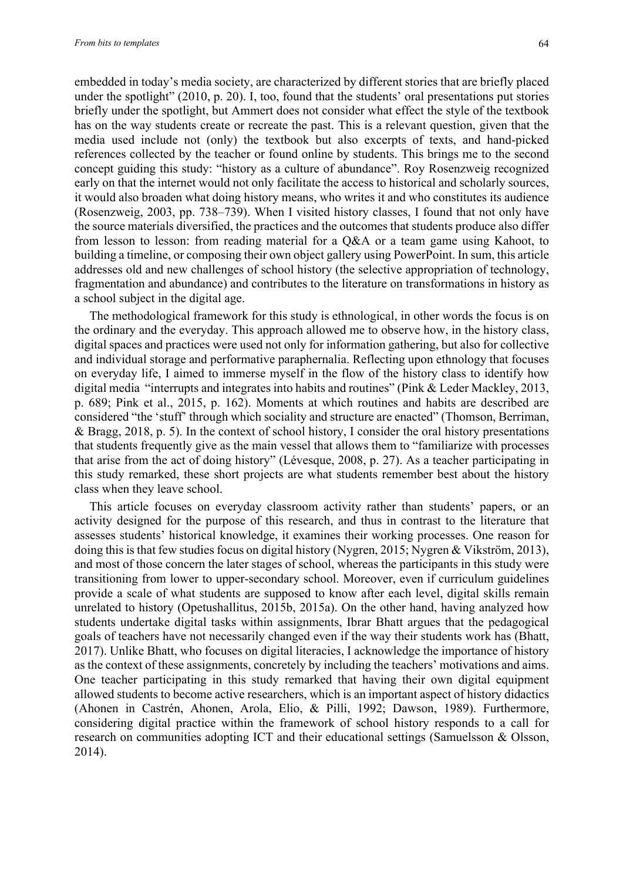embedded in today's media society, are characterized by different stories that are briefly placed under the spotlight" (2010, p. 20). I, too, found that the students' oral presentations put stories briefly under the spotlight, but Ammert does not consider what effect the style of the textbook has on the way students create or recreate the past. This is a relevant question, given that the media used include not (only) the textbook but also excerpts of texts, and hand-picked references collected by the teacher or found online by students. This brings me to the second concept guiding this study: "history as a culture of abundance". Roy Rosenzweig recognized early on that the internet would not only facilitate the access to historical and scholarly sources, it would also broaden what doing history means, who writes it and who constitutes its audience (Rosenzweig, 2003, pp. 738–739). When I visited history classes, I found that not only have the source materials diversified, the practices and the outcomes that students produce also differ from lesson to lesson: from reading material for a Q&A or a team game using Kahoot, to building a timeline, or composing their own object gallery using PowerPoint. In sum, this article addresses old and new challenges of school history (the selective appropriation of technology, fragmentation and abundance) and contributes to the literature on transformations in history as a school subject in the digital age.

The methodological framework for this study is ethnological, in other words the focus is on the ordinary and the everyday. This approach allowed me to observe how, in the history class, digital spaces and practices were used not only for information gathering, but also for collective and individual storage and performative paraphernalia. Reflecting upon ethnology that focuses on everyday life, I aimed to immerse myself in the flow of the history class to identify how digital media "interrupts and integrates into habits and routines" (Pink & Leder Mackley, 2013, p. 689; Pink et al., 2015, p. 162). Moments at which routines and habits are described are considered "the 'stuff' through which sociality and structure are enacted" (Thomson, Berriman, & Bragg, 2018, p. 5). In the context of school history, I consider the oral history presentations that students frequently give as the main vessel that allows them to "familiarize with processes that arise from the act of doing history" (Lévesque, 2008, p. 27). As a teacher participating in this study remarked, these short projects are what students remember best about the history class when they leave school.

This article focuses on everyday classroom activity rather than students' papers, or an activity designed for the purpose of this research, and thus in contrast to the literature that assesses students' historical knowledge, it examines their working processes. One reason for doing this is that few studies focus on digital history (Nygren, 2015; Nygren & Vikström, 2013), and most of those concern the later stages of school, whereas the participants in this study were transitioning from lower to upper-secondary school. Moreover, even if curriculum guidelines provide a scale of what students are supposed to know after each level, digital skills remain unrelated to history (Opetushallitus, 2015b, 2015a). On the other hand, having analyzed how students undertake digital tasks within assignments, Ibrar Bhatt argues that the pedagogical goals of teachers have not necessarily changed even if the way their students work has (Bhatt, 2017). Unlike Bhatt, who focuses on digital literacies, I acknowledge the importance of history as the context of these assignments, concretely by including the teachers' motivations and aims. One teacher participating in this study remarked that having their own digital equipment allowed students to become active researchers, which is an important aspect of history didactics (Ahonen in Castrén, Ahonen, Arola, Elio, & Pilli, 1992; Dawson, 1989). Furthermore, considering digital practice within the framework of school history responds to a call for research on communities adopting ICT and their educational settings (Samuelsson & Olsson, 2014).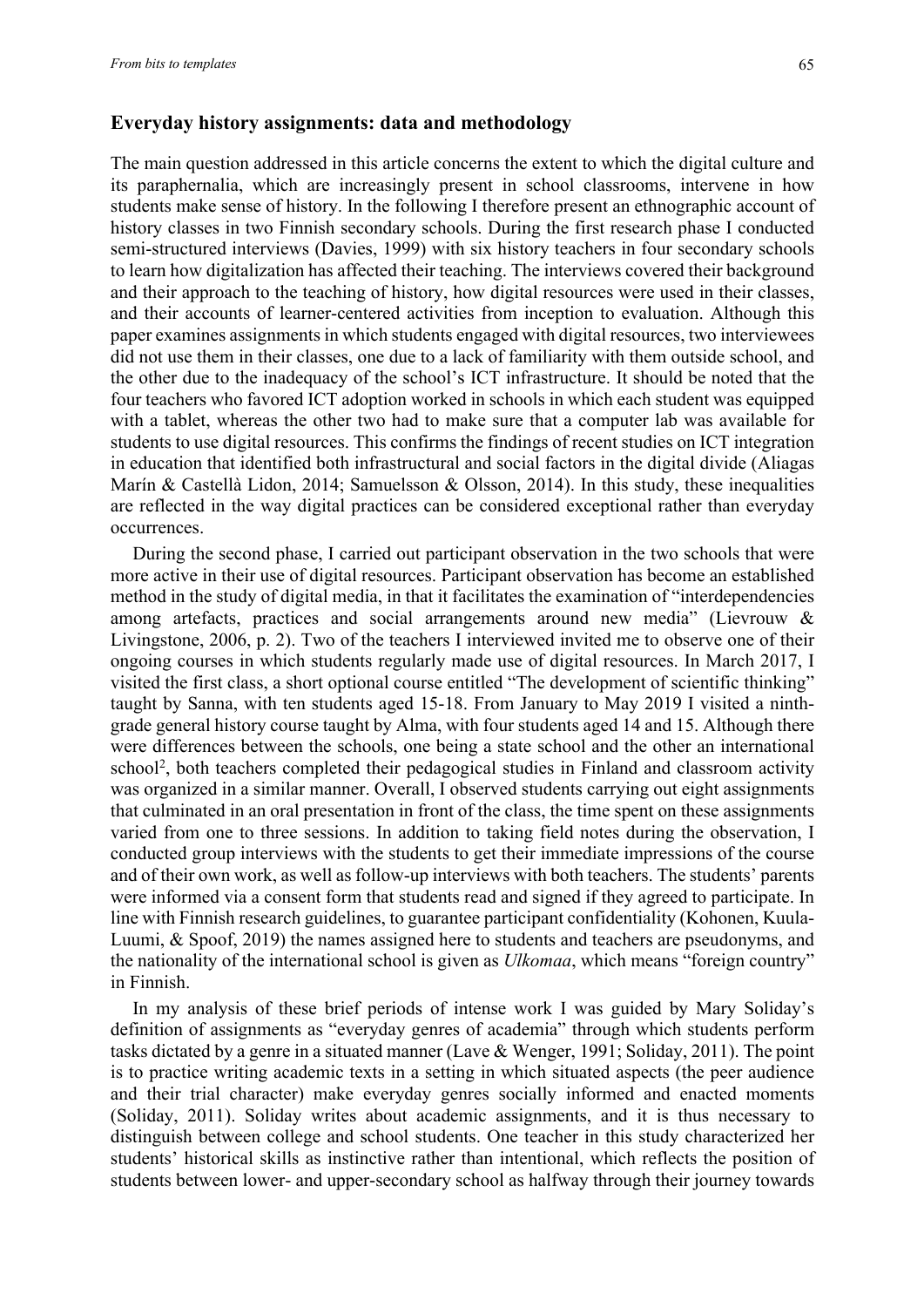## Everyday history assignments: data and methodology

The main question addressed in this article concerns the extent to which the digital culture and its paraphernalia, which are increasingly present in school classrooms, intervene in how students make sense of history. In the following I therefore present an ethnographic account of history classes in two Finnish secondary schools. During the first research phase I conducted semi-structured interviews (Davies, 1999) with six history teachers in four secondary schools to learn how digitalization has affected their teaching. The interviews covered their background and their approach to the teaching of history, how digital resources were used in their classes, and their accounts of learner-centered activities from inception to evaluation. Although this paper examines assignments in which students engaged with digital resources, two interviewees did not use them in their classes, one due to a lack of familiarity with them outside school, and the other due to the inadequacy of the school's ICT infrastructure. It should be noted that the four teachers who favored ICT adoption worked in schools in which each student was equipped with a tablet, whereas the other two had to make sure that a computer lab was available for students to use digital resources. This confirms the findings of recent studies on ICT integration in education that identified both infrastructural and social factors in the digital divide (Aliagas Marín & Castellà Lidon, 2014; Samuelsson & Olsson, 2014). In this study, these inequalities are reflected in the way digital practices can be considered exceptional rather than everyday occurrences.

During the second phase, I carried out participant observation in the two schools that were more active in their use of digital resources. Participant observation has become an established method in the study of digital media, in that it facilitates the examination of "interdependencies among artefacts, practices and social arrangements around new media" (Lievrouw & Livingstone, 2006, p. 2). Two of the teachers I interviewed invited me to observe one of their ongoing courses in which students regularly made use of digital resources. In March 2017, I visited the first class, a short optional course entitled "The development of scientific thinking" taught by Sanna, with ten students aged 15-18. From January to May 2019 I visited a ninth-grade general history course taught by Alma, with four students aged 14 and 15. Although there were differences between the schools, one being a state school and the other an international school[2], both teachers completed their pedagogical studies in Finland and classroom activity was organized in a similar manner. Overall, I observed students carrying out eight assignments that culminated in an oral presentation in front of the class, the time spent on these assignments varied from one to three sessions. In addition to taking field notes during the observation, I conducted group interviews with the students to get their immediate impressions of the course and of their own work, as well as follow-up interviews with both teachers. The students' parents were informed via a consent form that students read and signed if they agreed to participate. In line with Finnish research guidelines, to guarantee participant confidentiality (Kohonen, Kuula-Luumi, & Spoof, 2019) the names assigned here to students and teachers are pseudonyms, and the nationality of the international school is given as *Ulkomaa*, which means "foreign country" in Finnish.

In my analysis of these brief periods of intense work I was guided by Mary Soliday's definition of assignments as "everyday genres of academia" through which students perform tasks dictated by a genre in a situated manner (Lave & Wenger, 1991; Soliday, 2011). The point is to practice writing academic texts in a setting in which situated aspects (the peer audience and their trial character) make everyday genres socially informed and enacted moments (Soliday, 2011). Soliday writes about academic assignments, and it is thus necessary to distinguish between college and school students. One teacher in this study characterized her students' historical skills as instinctive rather than intentional, which reflects the position of students between lower- and upper-secondary school as halfway through their journey towards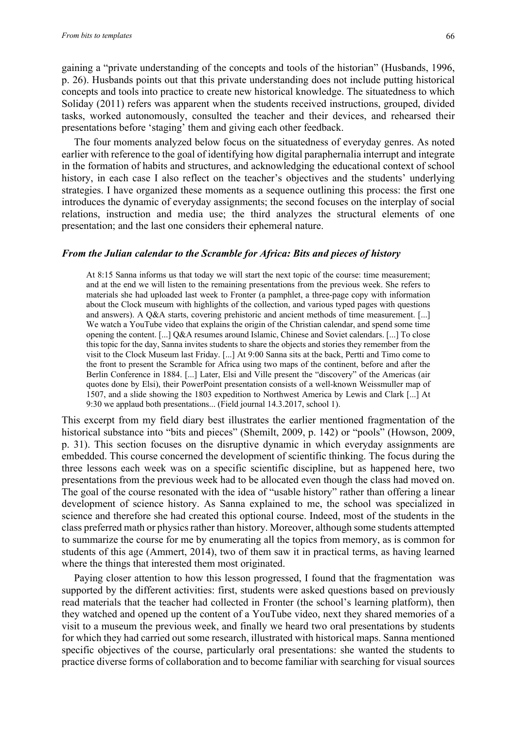gaining a "private understanding of the concepts and tools of the historian" (Husbands, 1996, p. 26). Husbands points out that this private understanding does not include putting historical concepts and tools into practice to create new historical knowledge. The situatedness to which Soliday (2011) refers was apparent when the students received instructions, grouped, divided tasks, worked autonomously, consulted the teacher and their devices, and rehearsed their presentations before 'staging' them and giving each other feedback.

The four moments analyzed below focus on the situatedness of everyday genres. As noted earlier with reference to the goal of identifying how digital paraphernalia interrupt and integrate in the formation of habits and structures, and acknowledging the educational context of school history, in each case I also reflect on the teacher's objectives and the students' underlying strategies. I have organized these moments as a sequence outlining this process: the first one introduces the dynamic of everyday assignments; the second focuses on the interplay of social relations, instruction and media use; the third analyzes the structural elements of one presentation; and the last one considers their ephemeral nature.

### *From the Julian calendar to the Scramble for Africa: Bits and pieces of history*

> At 8:15 Sanna informs us that today we will start the next topic of the course: time measurement; and at the end we will listen to the remaining presentations from the previous week. She refers to materials she had uploaded last week to Fronter (a pamphlet, a three-page copy with information about the Clock museum with highlights of the collection, and various typed pages with questions and answers). A Q&A starts, covering prehistoric and ancient methods of time measurement. [...] We watch a YouTube video that explains the origin of the Christian calendar, and spend some time opening the content. [...] Q&A resumes around Islamic, Chinese and Soviet calendars. [...] To close this topic for the day, Sanna invites students to share the objects and stories they remember from the visit to the Clock Museum last Friday. [...] At 9:00 Sanna sits at the back, Pertti and Timo come to the front to present the Scramble for Africa using two maps of the continent, before and after the Berlin Conference in 1884. [...] Later, Elsi and Ville present the "discovery" of the Americas (air quotes done by Elsi), their PowerPoint presentation consists of a well-known Weissmuller map of 1507, and a slide showing the 1803 expedition to Northwest America by Lewis and Clark [...] At 9:30 we applaud both presentations... (Field journal 14.3.2017, school 1).

This excerpt from my field diary best illustrates the earlier mentioned fragmentation of the historical substance into "bits and pieces" (Shemilt, 2009, p. 142) or "pools" (Howson, 2009, p. 31). This section focuses on the disruptive dynamic in which everyday assignments are embedded. This course concerned the development of scientific thinking. The focus during the three lessons each week was on a specific scientific discipline, but as happened here, two presentations from the previous week had to be allocated even though the class had moved on. The goal of the course resonated with the idea of "usable history" rather than offering a linear development of science history. As Sanna explained to me, the school was specialized in science and therefore she had created this optional course. Indeed, most of the students in the class preferred math or physics rather than history. Moreover, although some students attempted to summarize the course for me by enumerating all the topics from memory, as is common for students of this age (Ammert, 2014), two of them saw it in practical terms, as having learned where the things that interested them most originated.

Paying closer attention to how this lesson progressed, I found that the fragmentation was supported by the different activities: first, students were asked questions based on previously read materials that the teacher had collected in Fronter (the school's learning platform), then they watched and opened up the content of a YouTube video, next they shared memories of a visit to a museum the previous week, and finally we heard two oral presentations by students for which they had carried out some research, illustrated with historical maps. Sanna mentioned specific objectives of the course, particularly oral presentations: she wanted the students to practice diverse forms of collaboration and to become familiar with searching for visual sources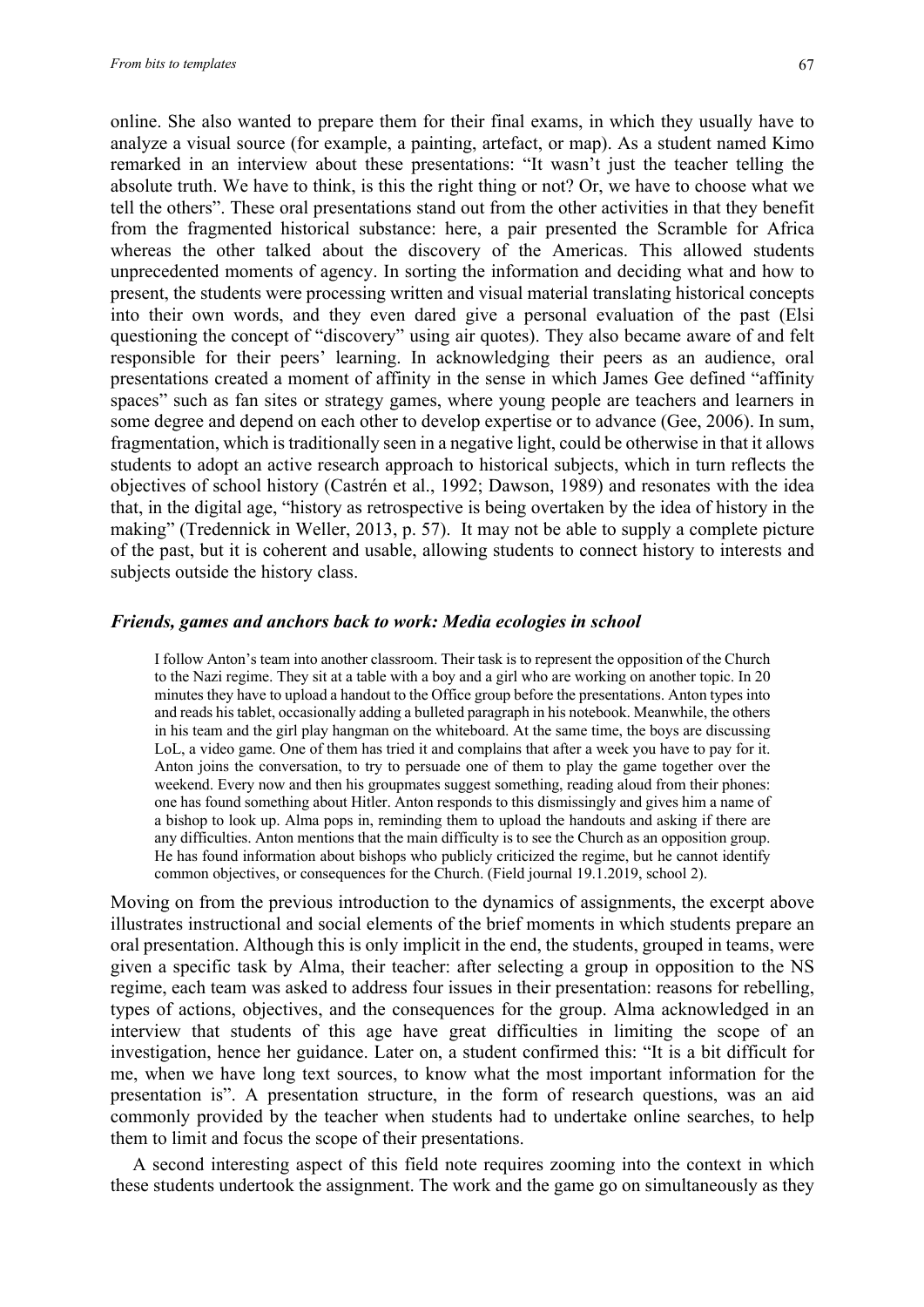online. She also wanted to prepare them for their final exams, in which they usually have to analyze a visual source (for example, a painting, artefact, or map). As a student named Kimo remarked in an interview about these presentations: "It wasn't just the teacher telling the absolute truth. We have to think, is this the right thing or not? Or, we have to choose what we tell the others". These oral presentations stand out from the other activities in that they benefit from the fragmented historical substance: here, a pair presented the Scramble for Africa whereas the other talked about the discovery of the Americas. This allowed students unprecedented moments of agency. In sorting the information and deciding what and how to present, the students were processing written and visual material translating historical concepts into their own words, and they even dared give a personal evaluation of the past (Elsi questioning the concept of "discovery" using air quotes). They also became aware of and felt responsible for their peers' learning. In acknowledging their peers as an audience, oral presentations created a moment of affinity in the sense in which James Gee defined "affinity spaces" such as fan sites or strategy games, where young people are teachers and learners in some degree and depend on each other to develop expertise or to advance (Gee, 2006). In sum, fragmentation, which is traditionally seen in a negative light, could be otherwise in that it allows students to adopt an active research approach to historical subjects, which in turn reflects the objectives of school history (Castrén et al., 1992; Dawson, 1989) and resonates with the idea that, in the digital age, "history as retrospective is being overtaken by the idea of history in the making" (Tredennick in Weller, 2013, p. 57). It may not be able to supply a complete picture of the past, but it is coherent and usable, allowing students to connect history to interests and subjects outside the history class.

### *Friends, games and anchors back to work: Media ecologies in school*

> I follow Anton's team into another classroom. Their task is to represent the opposition of the Church to the Nazi regime. They sit at a table with a boy and a girl who are working on another topic. In 20 minutes they have to upload a handout to the Office group before the presentations. Anton types into and reads his tablet, occasionally adding a bulleted paragraph in his notebook. Meanwhile, the others in his team and the girl play hangman on the whiteboard. At the same time, the boys are discussing LoL, a video game. One of them has tried it and complains that after a week you have to pay for it. Anton joins the conversation, to try to persuade one of them to play the game together over the weekend. Every now and then his groupmates suggest something, reading aloud from their phones: one has found something about Hitler. Anton responds to this dismissingly and gives him a name of a bishop to look up. Alma pops in, reminding them to upload the handouts and asking if there are any difficulties. Anton mentions that the main difficulty is to see the Church as an opposition group. He has found information about bishops who publicly criticized the regime, but he cannot identify common objectives, or consequences for the Church. (Field journal 19.1.2019, school 2).

Moving on from the previous introduction to the dynamics of assignments, the excerpt above illustrates instructional and social elements of the brief moments in which students prepare an oral presentation. Although this is only implicit in the end, the students, grouped in teams, were given a specific task by Alma, their teacher: after selecting a group in opposition to the NS regime, each team was asked to address four issues in their presentation: reasons for rebelling, types of actions, objectives, and the consequences for the group. Alma acknowledged in an interview that students of this age have great difficulties in limiting the scope of an investigation, hence her guidance. Later on, a student confirmed this: "It is a bit difficult for me, when we have long text sources, to know what the most important information for the presentation is". A presentation structure, in the form of research questions, was an aid commonly provided by the teacher when students had to undertake online searches, to help them to limit and focus the scope of their presentations.

A second interesting aspect of this field note requires zooming into the context in which these students undertook the assignment. The work and the game go on simultaneously as they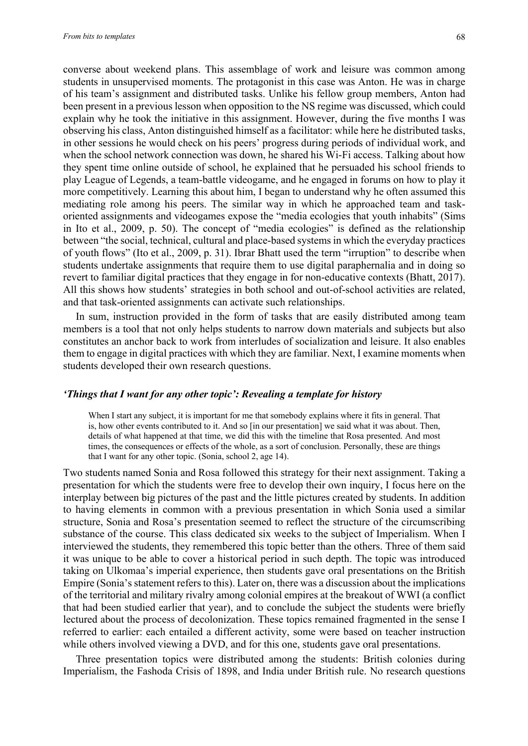converse about weekend plans. This assemblage of work and leisure was common among students in unsupervised moments. The protagonist in this case was Anton. He was in charge of his team's assignment and distributed tasks. Unlike his fellow group members, Anton had been present in a previous lesson when opposition to the NS regime was discussed, which could explain why he took the initiative in this assignment. However, during the five months I was observing his class, Anton distinguished himself as a facilitator: while here he distributed tasks, in other sessions he would check on his peers' progress during periods of individual work, and when the school network connection was down, he shared his Wi-Fi access. Talking about how they spent time online outside of school, he explained that he persuaded his school friends to play League of Legends, a team-battle videogame, and he engaged in forums on how to play it more competitively. Learning this about him, I began to understand why he often assumed this mediating role among his peers. The similar way in which he approached team and task-oriented assignments and videogames expose the "media ecologies that youth inhabit" (Sims in Ito et al., 2009, p. 50). The concept of "media ecologies" is defined as the relationship between "the social, technical, cultural and place-based systems in which the everyday practices of youth flows" (Ito et al., 2009, p. 31). Ibrar Bhatt used the term "irruption" to describe when students undertake assignments that require them to use digital paraphernalia and in doing so revert to familiar digital practices that they engage in for non-educative contexts (Bhatt, 2017). All this shows how students' strategies in both school and out-of-school activities are related, and that task-oriented assignments can activate such relationships.

In sum, instruction provided in the form of tasks that are easily distributed among team members is a tool that not only helps students to narrow down materials and subjects but also constitutes an anchor back to work from interludes of socialization and leisure. It also enables them to engage in digital practices with which they are familiar. Next, I examine moments when students developed their own research questions.

### *'Things that I want for any other topic': Revealing a template for history*

> When I start any subject, it is important for me that somebody explains where it fits in general. That is, how other events contributed to it. And so [in our presentation] we said what it was about. Then, details of what happened at that time, we did this with the timeline that Rosa presented. And most times, the consequences or effects of the whole, as a sort of conclusion. Personally, these are things that I want for any other topic. (Sonia, school 2, age 14).

Two students named Sonia and Rosa followed this strategy for their next assignment. Taking a presentation for which the students were free to develop their own inquiry, I focus here on the interplay between big pictures of the past and the little pictures created by students. In addition to having elements in common with a previous presentation in which Sonia used a similar structure, Sonia and Rosa's presentation seemed to reflect the structure of the circumscribing substance of the course. This class dedicated six weeks to the subject of Imperialism. When I interviewed the students, they remembered this topic better than the others. Three of them said it was unique to be able to cover a historical period in such depth. The topic was introduced taking on Ulkomaa's imperial experience, then students gave oral presentations on the British Empire (Sonia's statement refers to this). Later on, there was a discussion about the implications of the territorial and military rivalry among colonial empires at the breakout of WWI (a conflict that had been studied earlier that year), and to conclude the subject the students were briefly lectured about the process of decolonization. These topics remained fragmented in the sense I referred to earlier: each entailed a different activity, some were based on teacher instruction while others involved viewing a DVD, and for this one, students gave oral presentations.

Three presentation topics were distributed among the students: British colonies during Imperialism, the Fashoda Crisis of 1898, and India under British rule. No research questions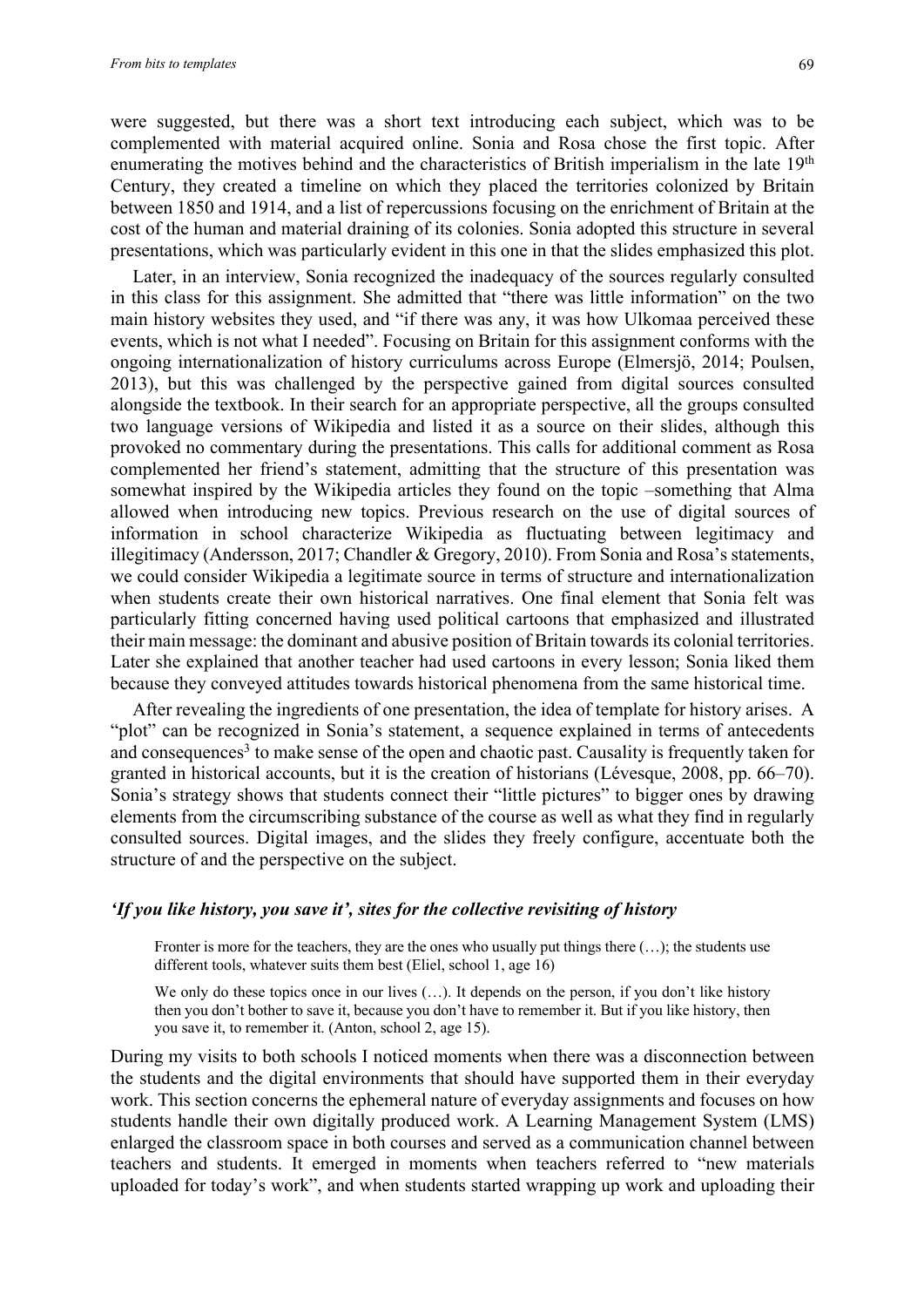were suggested, but there was a short text introducing each subject, which was to be complemented with material acquired online. Sonia and Rosa chose the first topic. After enumerating the motives behind and the characteristics of British imperialism in the late 19th Century, they created a timeline on which they placed the territories colonized by Britain between 1850 and 1914, and a list of repercussions focusing on the enrichment of Britain at the cost of the human and material draining of its colonies. Sonia adopted this structure in several presentations, which was particularly evident in this one in that the slides emphasized this plot.

Later, in an interview, Sonia recognized the inadequacy of the sources regularly consulted in this class for this assignment. She admitted that "there was little information" on the two main history websites they used, and "if there was any, it was how Ulkomaa perceived these events, which is not what I needed". Focusing on Britain for this assignment conforms with the ongoing internationalization of history curriculums across Europe (Elmersjö, 2014; Poulsen, 2013), but this was challenged by the perspective gained from digital sources consulted alongside the textbook. In their search for an appropriate perspective, all the groups consulted two language versions of Wikipedia and listed it as a source on their slides, although this provoked no commentary during the presentations. This calls for additional comment as Rosa complemented her friend's statement, admitting that the structure of this presentation was somewhat inspired by the Wikipedia articles they found on the topic –something that Alma allowed when introducing new topics. Previous research on the use of digital sources of information in school characterize Wikipedia as fluctuating between legitimacy and illegitimacy (Andersson, 2017; Chandler & Gregory, 2010). From Sonia and Rosa's statements, we could consider Wikipedia a legitimate source in terms of structure and internationalization when students create their own historical narratives. One final element that Sonia felt was particularly fitting concerned having used political cartoons that emphasized and illustrated their main message: the dominant and abusive position of Britain towards its colonial territories. Later she explained that another teacher had used cartoons in every lesson; Sonia liked them because they conveyed attitudes towards historical phenomena from the same historical time.

After revealing the ingredients of one presentation, the idea of template for history arises. A "plot" can be recognized in Sonia's statement, a sequence explained in terms of antecedents and consequences[3] to make sense of the open and chaotic past. Causality is frequently taken for granted in historical accounts, but it is the creation of historians (Lévesque, 2008, pp. 66–70). Sonia's strategy shows that students connect their "little pictures" to bigger ones by drawing elements from the circumscribing substance of the course as well as what they find in regularly consulted sources. Digital images, and the slides they freely configure, accentuate both the structure of and the perspective on the subject.

### *'If you like history, you save it', sites for the collective revisiting of history*

> Fronter is more for the teachers, they are the ones who usually put things there (…); the students use different tools, whatever suits them best (Eliel, school 1, age 16)

> We only do these topics once in our lives (…). It depends on the person, if you don't like history then you don't bother to save it, because you don't have to remember it. But if you like history, then you save it, to remember it. (Anton, school 2, age 15).

During my visits to both schools I noticed moments when there was a disconnection between the students and the digital environments that should have supported them in their everyday work. This section concerns the ephemeral nature of everyday assignments and focuses on how students handle their own digitally produced work. A Learning Management System (LMS) enlarged the classroom space in both courses and served as a communication channel between teachers and students. It emerged in moments when teachers referred to "new materials uploaded for today's work", and when students started wrapping up work and uploading their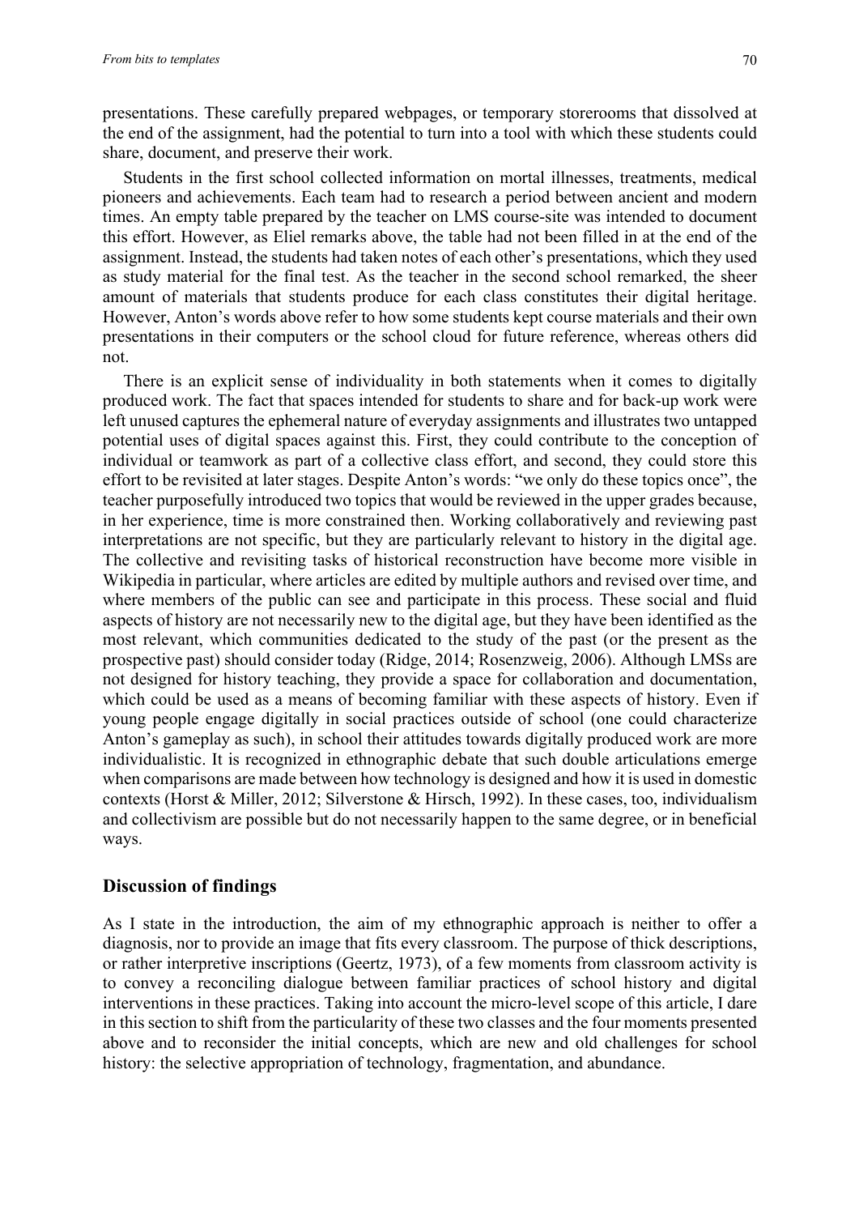presentations. These carefully prepared webpages, or temporary storerooms that dissolved at the end of the assignment, had the potential to turn into a tool with which these students could share, document, and preserve their work.

Students in the first school collected information on mortal illnesses, treatments, medical pioneers and achievements. Each team had to research a period between ancient and modern times. An empty table prepared by the teacher on LMS course-site was intended to document this effort. However, as Eliel remarks above, the table had not been filled in at the end of the assignment. Instead, the students had taken notes of each other's presentations, which they used as study material for the final test. As the teacher in the second school remarked, the sheer amount of materials that students produce for each class constitutes their digital heritage. However, Anton's words above refer to how some students kept course materials and their own presentations in their computers or the school cloud for future reference, whereas others did not.

There is an explicit sense of individuality in both statements when it comes to digitally produced work. The fact that spaces intended for students to share and for back-up work were left unused captures the ephemeral nature of everyday assignments and illustrates two untapped potential uses of digital spaces against this. First, they could contribute to the conception of individual or teamwork as part of a collective class effort, and second, they could store this effort to be revisited at later stages. Despite Anton's words: "we only do these topics once", the teacher purposefully introduced two topics that would be reviewed in the upper grades because, in her experience, time is more constrained then. Working collaboratively and reviewing past interpretations are not specific, but they are particularly relevant to history in the digital age. The collective and revisiting tasks of historical reconstruction have become more visible in Wikipedia in particular, where articles are edited by multiple authors and revised over time, and where members of the public can see and participate in this process. These social and fluid aspects of history are not necessarily new to the digital age, but they have been identified as the most relevant, which communities dedicated to the study of the past (or the present as the prospective past) should consider today (Ridge, 2014; Rosenzweig, 2006). Although LMSs are not designed for history teaching, they provide a space for collaboration and documentation, which could be used as a means of becoming familiar with these aspects of history. Even if young people engage digitally in social practices outside of school (one could characterize Anton's gameplay as such), in school their attitudes towards digitally produced work are more individualistic. It is recognized in ethnographic debate that such double articulations emerge when comparisons are made between how technology is designed and how it is used in domestic contexts (Horst & Miller, 2012; Silverstone & Hirsch, 1992). In these cases, too, individualism and collectivism are possible but do not necessarily happen to the same degree, or in beneficial ways.

## Discussion of findings

As I state in the introduction, the aim of my ethnographic approach is neither to offer a diagnosis, nor to provide an image that fits every classroom. The purpose of thick descriptions, or rather interpretive inscriptions (Geertz, 1973), of a few moments from classroom activity is to convey a reconciling dialogue between familiar practices of school history and digital interventions in these practices. Taking into account the micro-level scope of this article, I dare in this section to shift from the particularity of these two classes and the four moments presented above and to reconsider the initial concepts, which are new and old challenges for school history: the selective appropriation of technology, fragmentation, and abundance.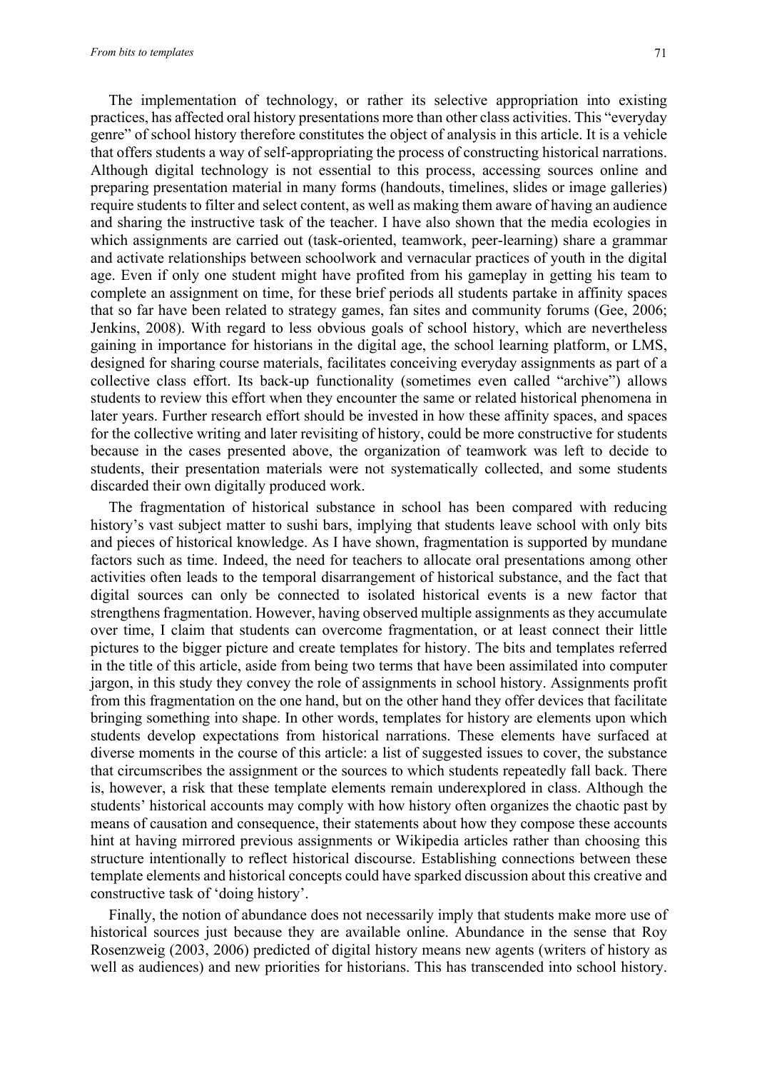The implementation of technology, or rather its selective appropriation into existing practices, has affected oral history presentations more than other class activities. This "everyday genre" of school history therefore constitutes the object of analysis in this article. It is a vehicle that offers students a way of self-appropriating the process of constructing historical narrations. Although digital technology is not essential to this process, accessing sources online and preparing presentation material in many forms (handouts, timelines, slides or image galleries) require students to filter and select content, as well as making them aware of having an audience and sharing the instructive task of the teacher. I have also shown that the media ecologies in which assignments are carried out (task-oriented, teamwork, peer-learning) share a grammar and activate relationships between schoolwork and vernacular practices of youth in the digital age. Even if only one student might have profited from his gameplay in getting his team to complete an assignment on time, for these brief periods all students partake in affinity spaces that so far have been related to strategy games, fan sites and community forums (Gee, 2006; Jenkins, 2008). With regard to less obvious goals of school history, which are nevertheless gaining in importance for historians in the digital age, the school learning platform, or LMS, designed for sharing course materials, facilitates conceiving everyday assignments as part of a collective class effort. Its back-up functionality (sometimes even called "archive") allows students to review this effort when they encounter the same or related historical phenomena in later years. Further research effort should be invested in how these affinity spaces, and spaces for the collective writing and later revisiting of history, could be more constructive for students because in the cases presented above, the organization of teamwork was left to decide to students, their presentation materials were not systematically collected, and some students discarded their own digitally produced work.

The fragmentation of historical substance in school has been compared with reducing history's vast subject matter to sushi bars, implying that students leave school with only bits and pieces of historical knowledge. As I have shown, fragmentation is supported by mundane factors such as time. Indeed, the need for teachers to allocate oral presentations among other activities often leads to the temporal disarrangement of historical substance, and the fact that digital sources can only be connected to isolated historical events is a new factor that strengthens fragmentation. However, having observed multiple assignments as they accumulate over time, I claim that students can overcome fragmentation, or at least connect their little pictures to the bigger picture and create templates for history. The bits and templates referred in the title of this article, aside from being two terms that have been assimilated into computer jargon, in this study they convey the role of assignments in school history. Assignments profit from this fragmentation on the one hand, but on the other hand they offer devices that facilitate bringing something into shape. In other words, templates for history are elements upon which students develop expectations from historical narrations. These elements have surfaced at diverse moments in the course of this article: a list of suggested issues to cover, the substance that circumscribes the assignment or the sources to which students repeatedly fall back. There is, however, a risk that these template elements remain underexplored in class. Although the students' historical accounts may comply with how history often organizes the chaotic past by means of causation and consequence, their statements about how they compose these accounts hint at having mirrored previous assignments or Wikipedia articles rather than choosing this structure intentionally to reflect historical discourse. Establishing connections between these template elements and historical concepts could have sparked discussion about this creative and constructive task of 'doing history'.

Finally, the notion of abundance does not necessarily imply that students make more use of historical sources just because they are available online. Abundance in the sense that Roy Rosenzweig (2003, 2006) predicted of digital history means new agents (writers of history as well as audiences) and new priorities for historians. This has transcended into school history.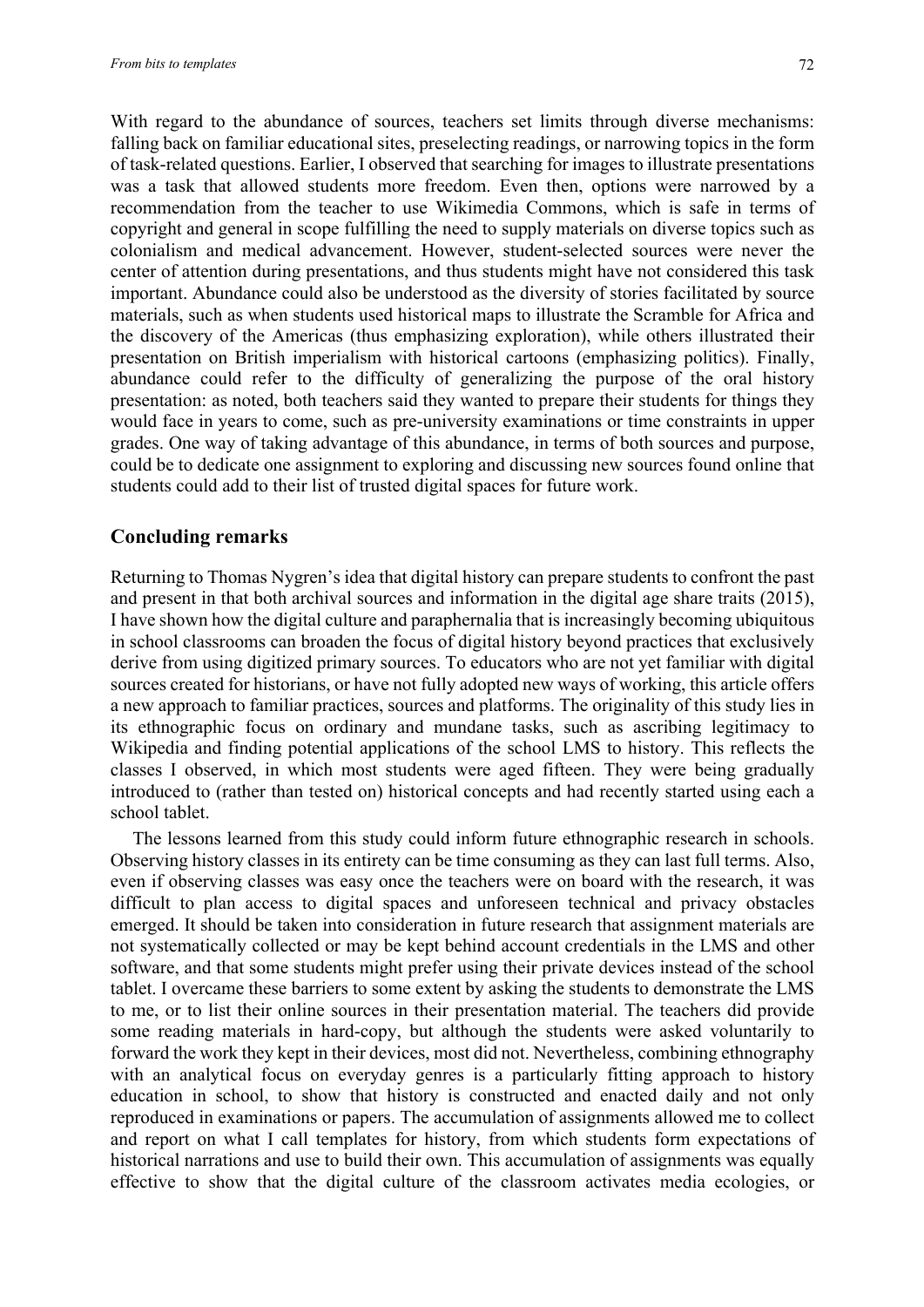With regard to the abundance of sources, teachers set limits through diverse mechanisms: falling back on familiar educational sites, preselecting readings, or narrowing topics in the form of task-related questions. Earlier, I observed that searching for images to illustrate presentations was a task that allowed students more freedom. Even then, options were narrowed by a recommendation from the teacher to use Wikimedia Commons, which is safe in terms of copyright and general in scope fulfilling the need to supply materials on diverse topics such as colonialism and medical advancement. However, student-selected sources were never the center of attention during presentations, and thus students might have not considered this task important. Abundance could also be understood as the diversity of stories facilitated by source materials, such as when students used historical maps to illustrate the Scramble for Africa and the discovery of the Americas (thus emphasizing exploration), while others illustrated their presentation on British imperialism with historical cartoons (emphasizing politics). Finally, abundance could refer to the difficulty of generalizing the purpose of the oral history presentation: as noted, both teachers said they wanted to prepare their students for things they would face in years to come, such as pre-university examinations or time constraints in upper grades. One way of taking advantage of this abundance, in terms of both sources and purpose, could be to dedicate one assignment to exploring and discussing new sources found online that students could add to their list of trusted digital spaces for future work.

## Concluding remarks

Returning to Thomas Nygren's idea that digital history can prepare students to confront the past and present in that both archival sources and information in the digital age share traits (2015), I have shown how the digital culture and paraphernalia that is increasingly becoming ubiquitous in school classrooms can broaden the focus of digital history beyond practices that exclusively derive from using digitized primary sources. To educators who are not yet familiar with digital sources created for historians, or have not fully adopted new ways of working, this article offers a new approach to familiar practices, sources and platforms. The originality of this study lies in its ethnographic focus on ordinary and mundane tasks, such as ascribing legitimacy to Wikipedia and finding potential applications of the school LMS to history. This reflects the classes I observed, in which most students were aged fifteen. They were being gradually introduced to (rather than tested on) historical concepts and had recently started using each a school tablet.

The lessons learned from this study could inform future ethnographic research in schools. Observing history classes in its entirety can be time consuming as they can last full terms. Also, even if observing classes was easy once the teachers were on board with the research, it was difficult to plan access to digital spaces and unforeseen technical and privacy obstacles emerged. It should be taken into consideration in future research that assignment materials are not systematically collected or may be kept behind account credentials in the LMS and other software, and that some students might prefer using their private devices instead of the school tablet. I overcame these barriers to some extent by asking the students to demonstrate the LMS to me, or to list their online sources in their presentation material. The teachers did provide some reading materials in hard-copy, but although the students were asked voluntarily to forward the work they kept in their devices, most did not. Nevertheless, combining ethnography with an analytical focus on everyday genres is a particularly fitting approach to history education in school, to show that history is constructed and enacted daily and not only reproduced in examinations or papers. The accumulation of assignments allowed me to collect and report on what I call templates for history, from which students form expectations of historical narrations and use to build their own. This accumulation of assignments was equally effective to show that the digital culture of the classroom activates media ecologies, or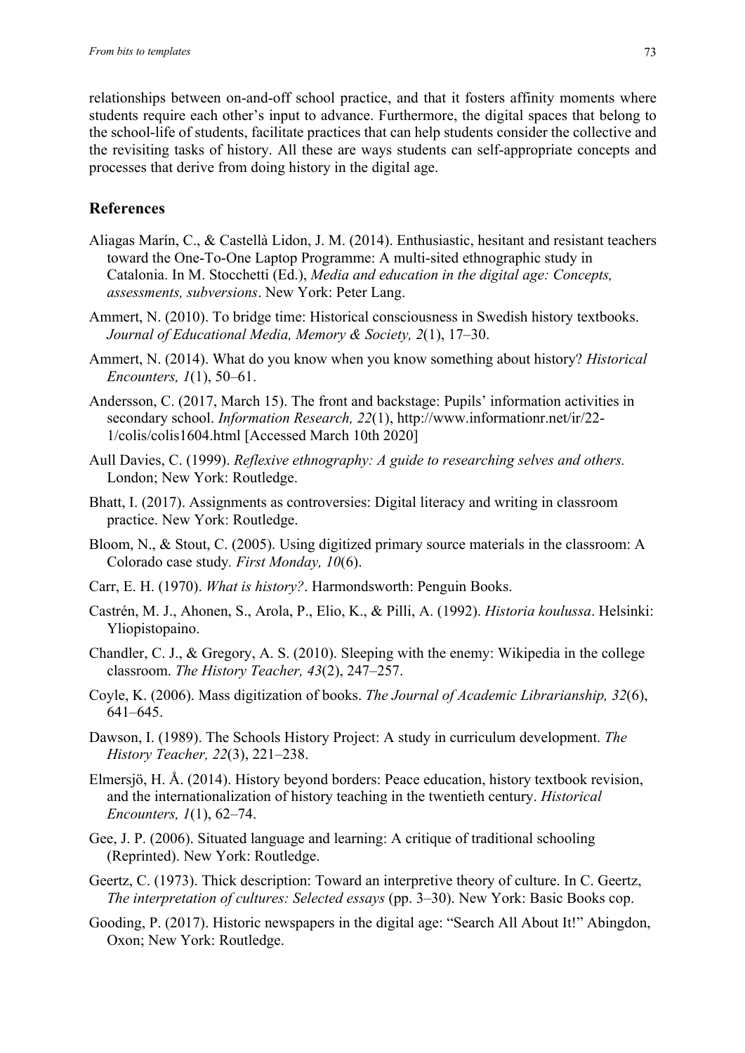relationships between on-and-off school practice, and that it fosters affinity moments where students require each other's input to advance. Furthermore, the digital spaces that belong to the school-life of students, facilitate practices that can help students consider the collective and the revisiting tasks of history. All these are ways students can self-appropriate concepts and processes that derive from doing history in the digital age.

## References

Aliagas Marín, C., & Castellà Lidon, J. M. (2014). Enthusiastic, hesitant and resistant teachers toward the One-To-One Laptop Programme: A multi-sited ethnographic study in Catalonia. In M. Stocchetti (Ed.), *Media and education in the digital age: Concepts, assessments, subversions*. New York: Peter Lang.

Ammert, N. (2010). To bridge time: Historical consciousness in Swedish history textbooks. *Journal of Educational Media, Memory & Society, 2*(1), 17–30.

Ammert, N. (2014). What do you know when you know something about history? *Historical Encounters, 1*(1), 50–61.

Andersson, C. (2017, March 15). The front and backstage: Pupils' information activities in secondary school. *Information Research, 22*(1), http://www.informationr.net/ir/22-1/colis/colis1604.html [Accessed March 10th 2020]

Aull Davies, C. (1999). *Reflexive ethnography: A guide to researching selves and others.* London; New York: Routledge.

Bhatt, I. (2017). Assignments as controversies: Digital literacy and writing in classroom practice. New York: Routledge.

Bloom, N., & Stout, C. (2005). Using digitized primary source materials in the classroom: A Colorado case study*. First Monday, 10*(6).

Carr, E. H. (1970). *What is history?*. Harmondsworth: Penguin Books.

Castrén, M. J., Ahonen, S., Arola, P., Elio, K., & Pilli, A. (1992). *Historia koulussa*. Helsinki: Yliopistopaino.

Chandler, C. J., & Gregory, A. S. (2010). Sleeping with the enemy: Wikipedia in the college classroom. *The History Teacher, 43*(2), 247–257.

Coyle, K. (2006). Mass digitization of books. *The Journal of Academic Librarianship, 32*(6), 641–645.

Dawson, I. (1989). The Schools History Project: A study in curriculum development. *The History Teacher, 22*(3), 221–238.

Elmersjö, H. Å. (2014). History beyond borders: Peace education, history textbook revision, and the internationalization of history teaching in the twentieth century. *Historical Encounters, 1*(1), 62–74.

Gee, J. P. (2006). Situated language and learning: A critique of traditional schooling (Reprinted). New York: Routledge.

Geertz, C. (1973). Thick description: Toward an interpretive theory of culture. In C. Geertz, *The interpretation of cultures: Selected essays* (pp. 3–30). New York: Basic Books cop.

Gooding, P. (2017). Historic newspapers in the digital age: "Search All About It!" Abingdon, Oxon; New York: Routledge.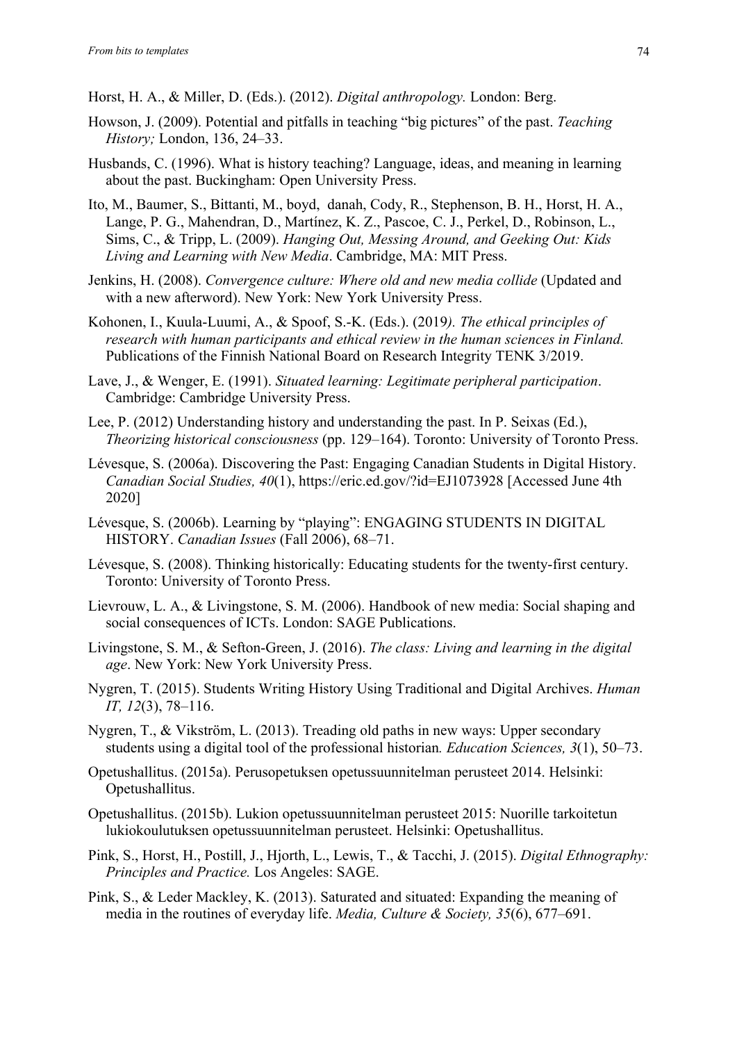Horst, H. A., & Miller, D. (Eds.). (2012). *Digital anthropology.* London: Berg.

Howson, J. (2009). Potential and pitfalls in teaching "big pictures" of the past. *Teaching History;* London, 136, 24–33.

Husbands, C. (1996). What is history teaching? Language, ideas, and meaning in learning about the past. Buckingham: Open University Press.

Ito, M., Baumer, S., Bittanti, M., boyd, danah, Cody, R., Stephenson, B. H., Horst, H. A., Lange, P. G., Mahendran, D., Martínez, K. Z., Pascoe, C. J., Perkel, D., Robinson, L., Sims, C., & Tripp, L. (2009). *Hanging Out, Messing Around, and Geeking Out: Kids Living and Learning with New Media*. Cambridge, MA: MIT Press.

Jenkins, H. (2008). *Convergence culture: Where old and new media collide* (Updated and with a new afterword). New York: New York University Press.

Kohonen, I., Kuula-Luumi, A., & Spoof, S.-K. (Eds.). (2019*). The ethical principles of research with human participants and ethical review in the human sciences in Finland.* Publications of the Finnish National Board on Research Integrity TENK 3/2019.

Lave, J., & Wenger, E. (1991). *Situated learning: Legitimate peripheral participation*. Cambridge: Cambridge University Press.

Lee, P. (2012) Understanding history and understanding the past. In P. Seixas (Ed.), *Theorizing historical consciousness* (pp. 129–164). Toronto: University of Toronto Press.

Lévesque, S. (2006a). Discovering the Past: Engaging Canadian Students in Digital History. *Canadian Social Studies, 40*(1), https://eric.ed.gov/?id=EJ1073928 [Accessed June 4th 2020]

Lévesque, S. (2006b). Learning by "playing": ENGAGING STUDENTS IN DIGITAL HISTORY. *Canadian Issues* (Fall 2006), 68–71.

Lévesque, S. (2008). Thinking historically: Educating students for the twenty-first century. Toronto: University of Toronto Press.

Lievrouw, L. A., & Livingstone, S. M. (2006). Handbook of new media: Social shaping and social consequences of ICTs. London: SAGE Publications.

Livingstone, S. M., & Sefton-Green, J. (2016). *The class: Living and learning in the digital age*. New York: New York University Press.

Nygren, T. (2015). Students Writing History Using Traditional and Digital Archives. *Human IT, 12*(3), 78–116.

Nygren, T., & Vikström, L. (2013). Treading old paths in new ways: Upper secondary students using a digital tool of the professional historian*. Education Sciences, 3*(1), 50–73.

Opetushallitus. (2015a). Perusopetuksen opetussuunnitelman perusteet 2014. Helsinki: Opetushallitus.

Opetushallitus. (2015b). Lukion opetussuunnitelman perusteet 2015: Nuorille tarkoitetun lukiokoulutuksen opetussuunnitelman perusteet. Helsinki: Opetushallitus.

Pink, S., Horst, H., Postill, J., Hjorth, L., Lewis, T., & Tacchi, J. (2015). *Digital Ethnography: Principles and Practice.* Los Angeles: SAGE.

Pink, S., & Leder Mackley, K. (2013). Saturated and situated: Expanding the meaning of media in the routines of everyday life. *Media, Culture & Society, 35*(6), 677–691.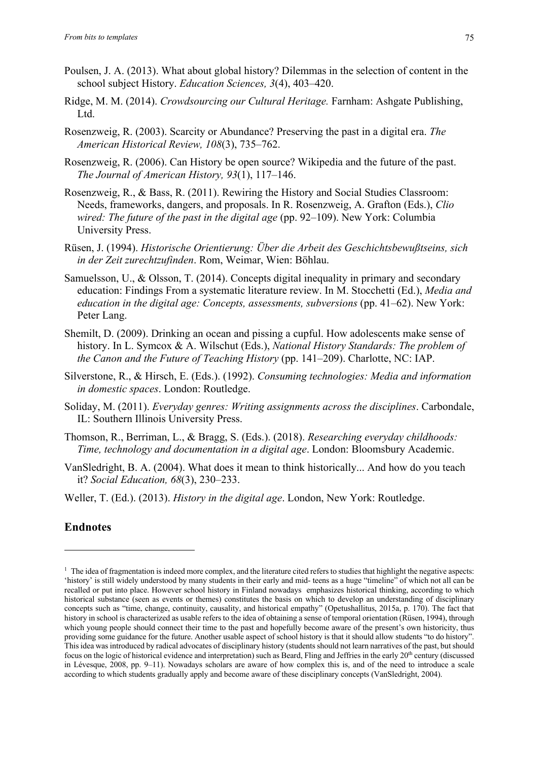Poulsen, J. A. (2013). What about global history? Dilemmas in the selection of content in the school subject History. *Education Sciences, 3*(4), 403–420.

Ridge, M. M. (2014). *Crowdsourcing our Cultural Heritage.* Farnham: Ashgate Publishing, Ltd.

Rosenzweig, R. (2003). Scarcity or Abundance? Preserving the past in a digital era. *The American Historical Review, 108*(3), 735–762.

Rosenzweig, R. (2006). Can History be open source? Wikipedia and the future of the past. *The Journal of American History, 93*(1), 117–146.

Rosenzweig, R., & Bass, R. (2011). Rewiring the History and Social Studies Classroom: Needs, frameworks, dangers, and proposals. In R. Rosenzweig, A. Grafton (Eds.), *Clio wired: The future of the past in the digital age* (pp. 92–109). New York: Columbia University Press.

Rüsen, J. (1994). *Historische Orientierung: Über die Arbeit des Geschichtsbewußtseins, sich in der Zeit zurechtzufinden*. Rom, Weimar, Wien: Böhlau.

Samuelsson, U., & Olsson, T. (2014). Concepts digital inequality in primary and secondary education: Findings From a systematic literature review. In M. Stocchetti (Ed.), *Media and education in the digital age: Concepts, assessments, subversions* (pp. 41–62). New York: Peter Lang.

Shemilt, D. (2009). Drinking an ocean and pissing a cupful. How adolescents make sense of history. In L. Symcox & A. Wilschut (Eds.), *National History Standards: The problem of the Canon and the Future of Teaching History* (pp. 141–209). Charlotte, NC: IAP.

Silverstone, R., & Hirsch, E. (Eds.). (1992). *Consuming technologies: Media and information in domestic spaces*. London: Routledge.

Soliday, M. (2011). *Everyday genres: Writing assignments across the disciplines*. Carbondale, IL: Southern Illinois University Press.

Thomson, R., Berriman, L., & Bragg, S. (Eds.). (2018). *Researching everyday childhoods: Time, technology and documentation in a digital age*. London: Bloomsbury Academic.

VanSledright, B. A. (2004). What does it mean to think historically... And how do you teach it? *Social Education, 68*(3), 230–233.

Weller, T. (Ed.). (2013). *History in the digital age*. London, New York: Routledge.

## Endnotes

[1] The idea of fragmentation is indeed more complex, and the literature cited refers to studies that highlight the negative aspects: 'history' is still widely understood by many students in their early and mid- teens as a huge "timeline" of which not all can be recalled or put into place. However school history in Finland nowadays emphasizes historical thinking, according to which historical substance (seen as events or themes) constitutes the basis on which to develop an understanding of disciplinary concepts such as "time, change, continuity, causality, and historical empathy" (Opetushallitus, 2015a, p. 170). The fact that history in school is characterized as usable refers to the idea of obtaining a sense of temporal orientation (Rüsen, 1994), through which young people should connect their time to the past and hopefully become aware of the present's own historicity, thus providing some guidance for the future. Another usable aspect of school history is that it should allow students "to do history". This idea was introduced by radical advocates of disciplinary history (students should not learn narratives of the past, but should focus on the logic of historical evidence and interpretation) such as Beard, Fling and Jeffries in the early 20th century (discussed in Lévesque, 2008, pp. 9–11). Nowadays scholars are aware of how complex this is, and of the need to introduce a scale according to which students gradually apply and become aware of these disciplinary concepts (VanSledright, 2004).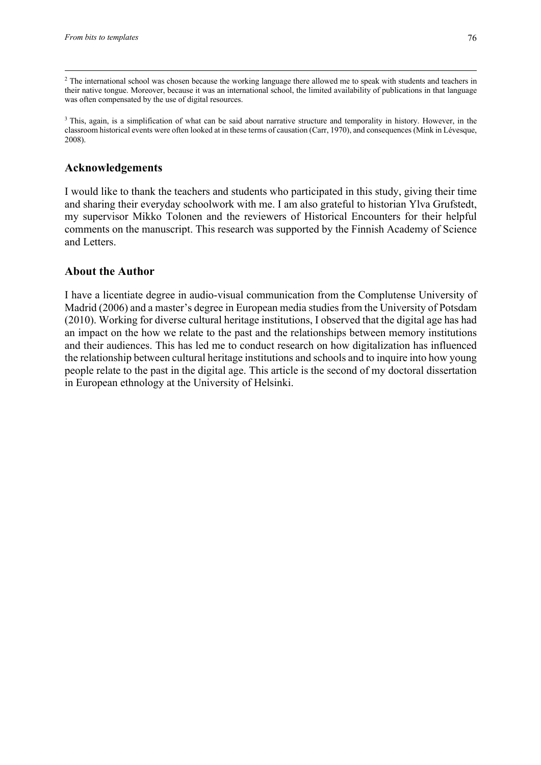[2] The international school was chosen because the working language there allowed me to speak with students and teachers in their native tongue. Moreover, because it was an international school, the limited availability of publications in that language was often compensated by the use of digital resources.

[3] This, again, is a simplification of what can be said about narrative structure and temporality in history. However, in the classroom historical events were often looked at in these terms of causation (Carr, 1970), and consequences (Mink in Lévesque, 2008).

## Acknowledgements

I would like to thank the teachers and students who participated in this study, giving their time and sharing their everyday schoolwork with me. I am also grateful to historian Ylva Grufstedt, my supervisor Mikko Tolonen and the reviewers of Historical Encounters for their helpful comments on the manuscript. This research was supported by the Finnish Academy of Science and Letters.

## About the Author

I have a licentiate degree in audio-visual communication from the Complutense University of Madrid (2006) and a master's degree in European media studies from the University of Potsdam (2010). Working for diverse cultural heritage institutions, I observed that the digital age has had an impact on the how we relate to the past and the relationships between memory institutions and their audiences. This has led me to conduct research on how digitalization has influenced the relationship between cultural heritage institutions and schools and to inquire into how young people relate to the past in the digital age. This article is the second of my doctoral dissertation in European ethnology at the University of Helsinki.